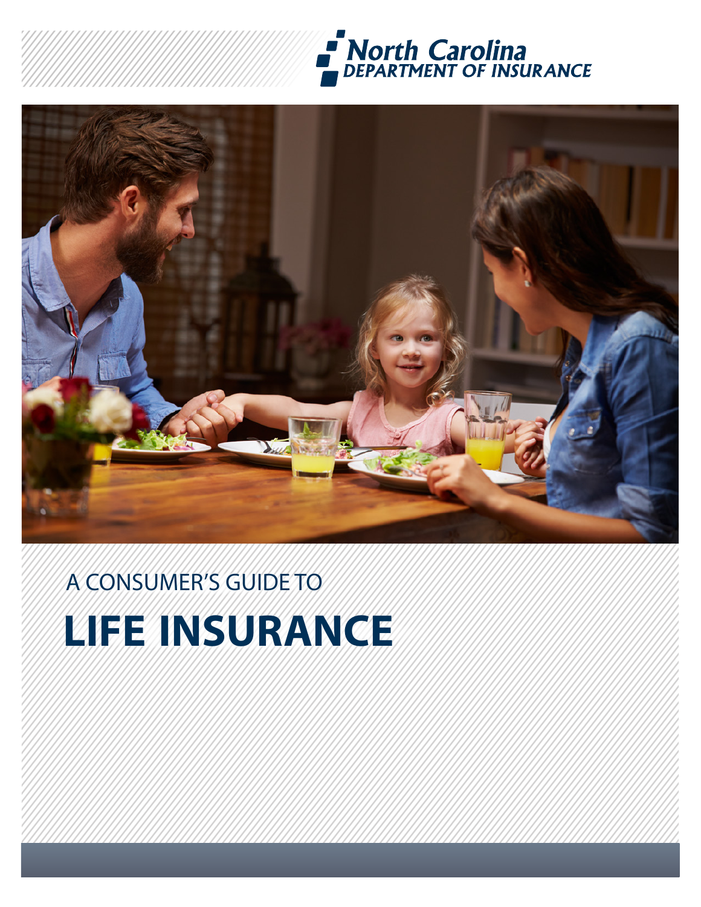North Carolina
DEPARTMENT OF INSURANCE

A CONSUMER'S GUIDE TO

# LIFE INSURANCE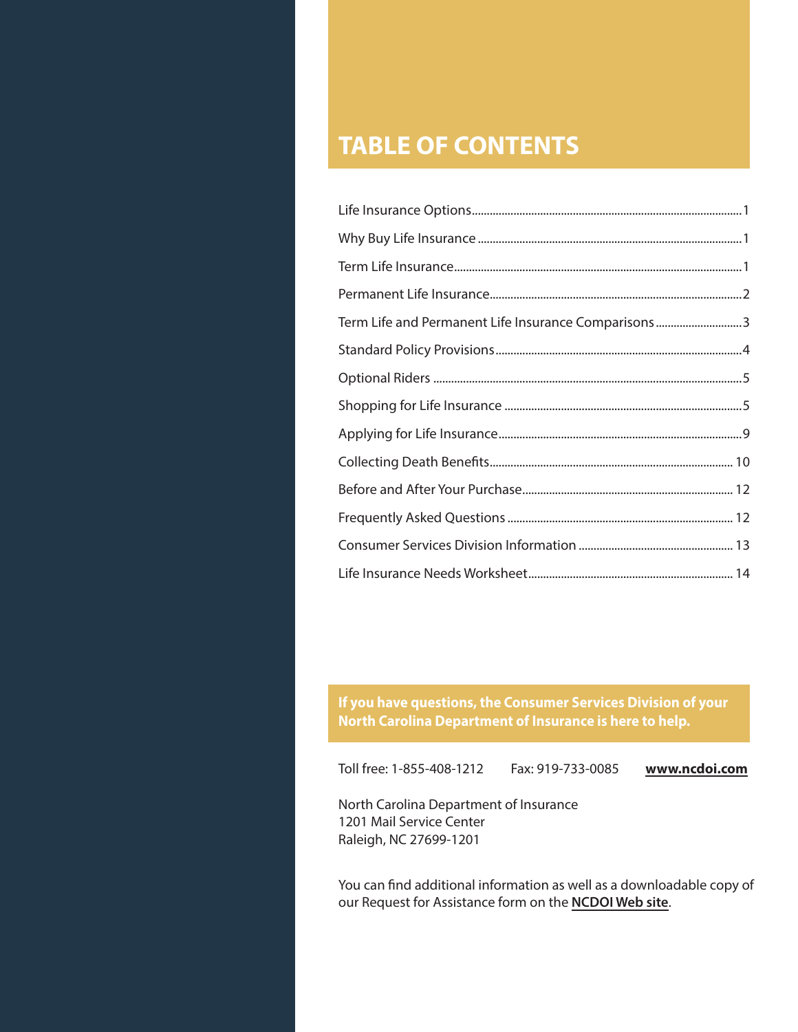# TABLE OF CONTENTS

| Section | Page |
|---|---|
| Life Insurance Options | 1 |
| Why Buy Life Insurance | 1 |
| Term Life Insurance | 1 |
| Permanent Life Insurance | 2 |
| Term Life and Permanent Life Insurance Comparisons | 3 |
| Standard Policy Provisions | 4 |
| Optional Riders | 5 |
| Shopping for Life Insurance | 5 |
| Applying for Life Insurance | 9 |
| Collecting Death Benefits | 10 |
| Before and After Your Purchase | 12 |
| Frequently Asked Questions | 12 |
| Consumer Services Division Information | 13 |
| Life Insurance Needs Worksheet | 14 |

**If you have questions, the Consumer Services Division of your North Carolina Department of Insurance is here to help.**

Toll free: 1-855-408-1212 Fax: 919-733-0085 **www.ncdoi.com**

North Carolina Department of Insurance
1201 Mail Service Center
Raleigh, NC 27699-1201

You can find additional information as well as a downloadable copy of our Request for Assistance form on the **NCDOI Web site**.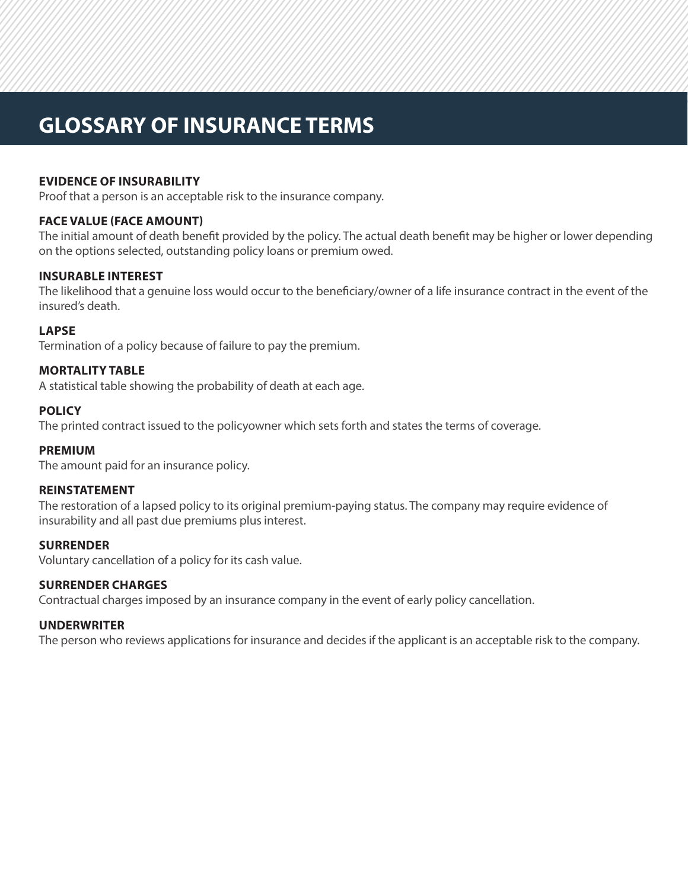# GLOSSARY OF INSURANCE TERMS

**EVIDENCE OF INSURABILITY**
Proof that a person is an acceptable risk to the insurance company.

**FACE VALUE (FACE AMOUNT)**
The initial amount of death benefit provided by the policy. The actual death benefit may be higher or lower depending on the options selected, outstanding policy loans or premium owed.

**INSURABLE INTEREST**
The likelihood that a genuine loss would occur to the beneficiary/owner of a life insurance contract in the event of the insured's death.

**LAPSE**
Termination of a policy because of failure to pay the premium.

**MORTALITY TABLE**
A statistical table showing the probability of death at each age.

**POLICY**
The printed contract issued to the policyowner which sets forth and states the terms of coverage.

**PREMIUM**
The amount paid for an insurance policy.

**REINSTATEMENT**
The restoration of a lapsed policy to its original premium-paying status. The company may require evidence of insurability and all past due premiums plus interest.

**SURRENDER**
Voluntary cancellation of a policy for its cash value.

**SURRENDER CHARGES**
Contractual charges imposed by an insurance company in the event of early policy cancellation.

**UNDERWRITER**
The person who reviews applications for insurance and decides if the applicant is an acceptable risk to the company.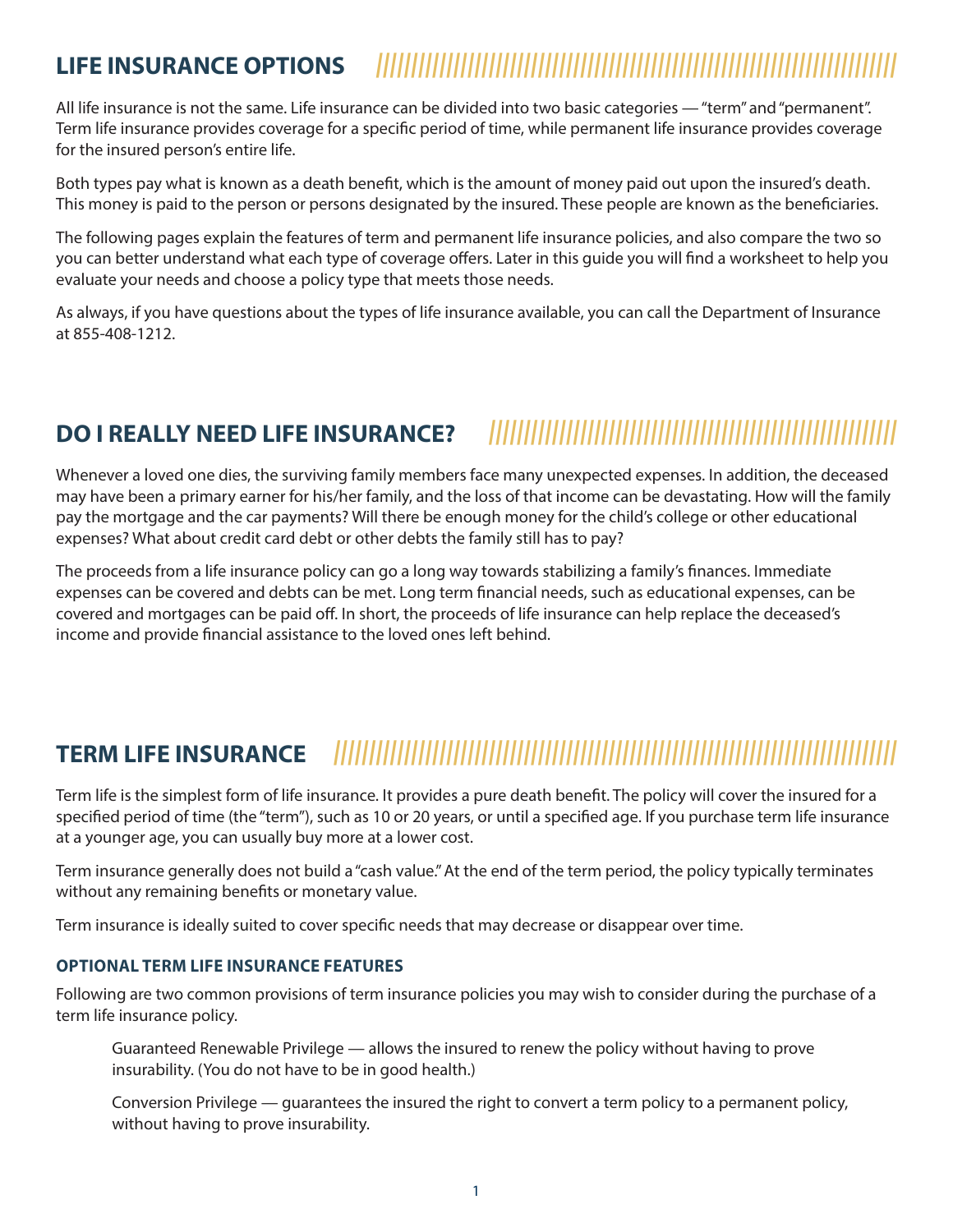## LIFE INSURANCE OPTIONS

All life insurance is not the same. Life insurance can be divided into two basic categories — "term" and "permanent". Term life insurance provides coverage for a specific period of time, while permanent life insurance provides coverage for the insured person's entire life.

Both types pay what is known as a death benefit, which is the amount of money paid out upon the insured's death. This money is paid to the person or persons designated by the insured. These people are known as the beneficiaries.

The following pages explain the features of term and permanent life insurance policies, and also compare the two so you can better understand what each type of coverage offers. Later in this guide you will find a worksheet to help you evaluate your needs and choose a policy type that meets those needs.

As always, if you have questions about the types of life insurance available, you can call the Department of Insurance at 855-408-1212.

## DO I REALLY NEED LIFE INSURANCE?

Whenever a loved one dies, the surviving family members face many unexpected expenses. In addition, the deceased may have been a primary earner for his/her family, and the loss of that income can be devastating. How will the family pay the mortgage and the car payments? Will there be enough money for the child's college or other educational expenses? What about credit card debt or other debts the family still has to pay?

The proceeds from a life insurance policy can go a long way towards stabilizing a family's finances. Immediate expenses can be covered and debts can be met. Long term financial needs, such as educational expenses, can be covered and mortgages can be paid off. In short, the proceeds of life insurance can help replace the deceased's income and provide financial assistance to the loved ones left behind.

## TERM LIFE INSURANCE

Term life is the simplest form of life insurance. It provides a pure death benefit. The policy will cover the insured for a specified period of time (the "term"), such as 10 or 20 years, or until a specified age. If you purchase term life insurance at a younger age, you can usually buy more at a lower cost.

Term insurance generally does not build a "cash value." At the end of the term period, the policy typically terminates without any remaining benefits or monetary value.

Term insurance is ideally suited to cover specific needs that may decrease or disappear over time.

### OPTIONAL TERM LIFE INSURANCE FEATURES

Following are two common provisions of term insurance policies you may wish to consider during the purchase of a term life insurance policy.

Guaranteed Renewable Privilege — allows the insured to renew the policy without having to prove insurability. (You do not have to be in good health.)

Conversion Privilege — guarantees the insured the right to convert a term policy to a permanent policy, without having to prove insurability.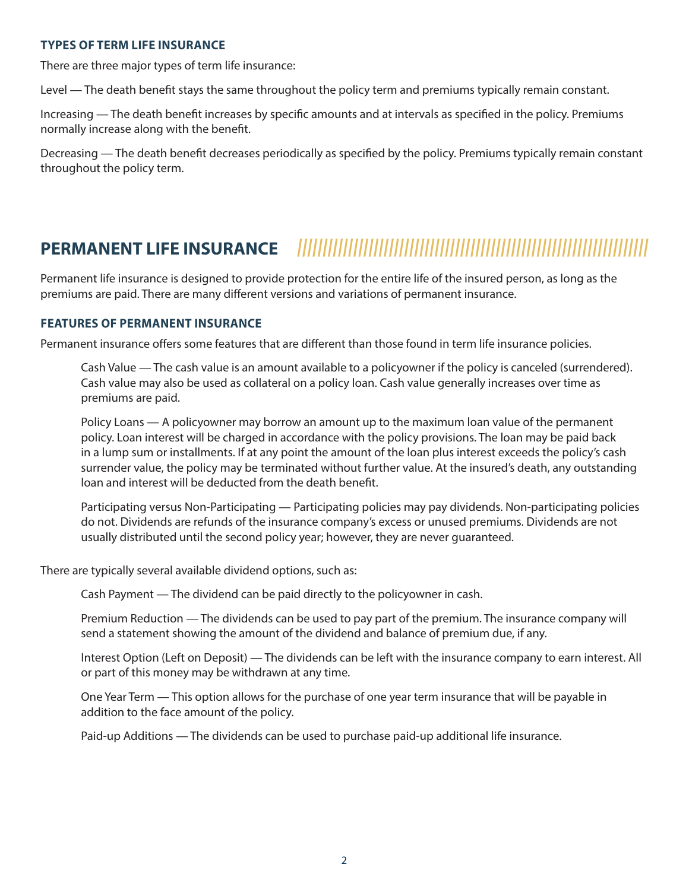### TYPES OF TERM LIFE INSURANCE

There are three major types of term life insurance:

Level — The death benefit stays the same throughout the policy term and premiums typically remain constant.

Increasing — The death benefit increases by specific amounts and at intervals as specified in the policy. Premiums normally increase along with the benefit.

Decreasing — The death benefit decreases periodically as specified by the policy. Premiums typically remain constant throughout the policy term.

## PERMANENT LIFE INSURANCE

Permanent life insurance is designed to provide protection for the entire life of the insured person, as long as the premiums are paid. There are many different versions and variations of permanent insurance.

### FEATURES OF PERMANENT INSURANCE

Permanent insurance offers some features that are different than those found in term life insurance policies.

Cash Value — The cash value is an amount available to a policyowner if the policy is canceled (surrendered). Cash value may also be used as collateral on a policy loan. Cash value generally increases over time as premiums are paid.

Policy Loans — A policyowner may borrow an amount up to the maximum loan value of the permanent policy. Loan interest will be charged in accordance with the policy provisions. The loan may be paid back in a lump sum or installments. If at any point the amount of the loan plus interest exceeds the policy's cash surrender value, the policy may be terminated without further value. At the insured's death, any outstanding loan and interest will be deducted from the death benefit.

Participating versus Non-Participating — Participating policies may pay dividends. Non-participating policies do not. Dividends are refunds of the insurance company's excess or unused premiums. Dividends are not usually distributed until the second policy year; however, they are never guaranteed.

There are typically several available dividend options, such as:

Cash Payment — The dividend can be paid directly to the policyowner in cash.

Premium Reduction — The dividends can be used to pay part of the premium. The insurance company will send a statement showing the amount of the dividend and balance of premium due, if any.

Interest Option (Left on Deposit) — The dividends can be left with the insurance company to earn interest. All or part of this money may be withdrawn at any time.

One Year Term — This option allows for the purchase of one year term insurance that will be payable in addition to the face amount of the policy.

Paid-up Additions — The dividends can be used to purchase paid-up additional life insurance.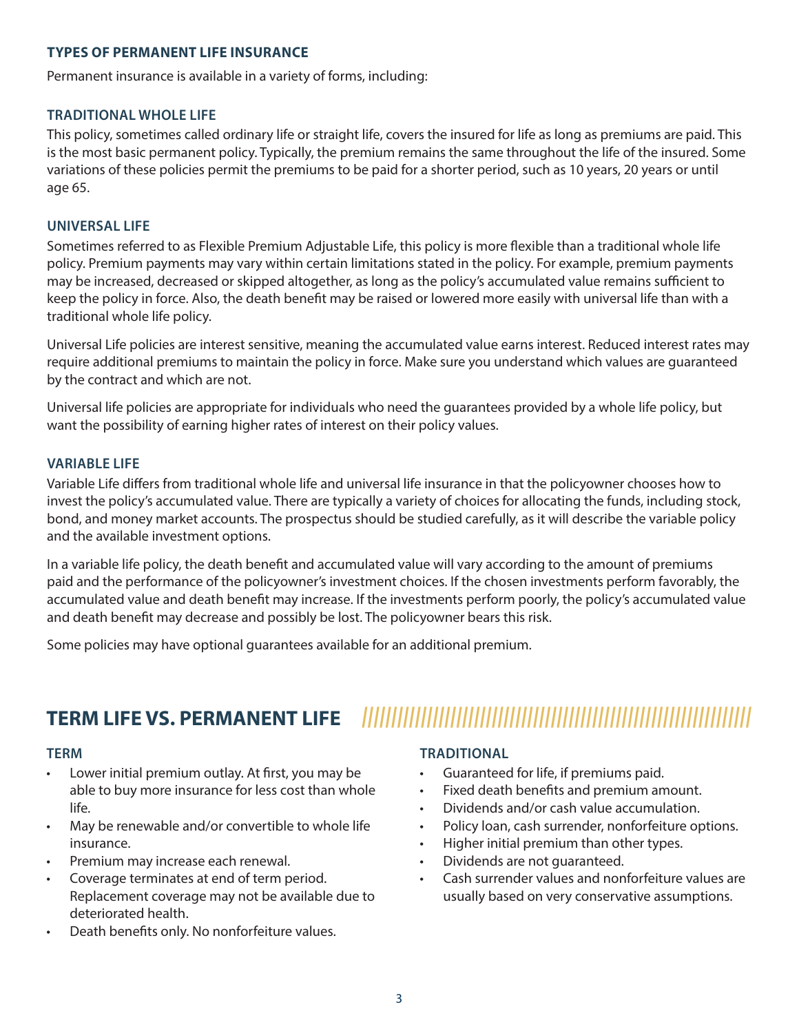### TYPES OF PERMANENT LIFE INSURANCE

Permanent insurance is available in a variety of forms, including:

### TRADITIONAL WHOLE LIFE

This policy, sometimes called ordinary life or straight life, covers the insured for life as long as premiums are paid. This is the most basic permanent policy. Typically, the premium remains the same throughout the life of the insured. Some variations of these policies permit the premiums to be paid for a shorter period, such as 10 years, 20 years or until age 65.

### UNIVERSAL LIFE

Sometimes referred to as Flexible Premium Adjustable Life, this policy is more flexible than a traditional whole life policy. Premium payments may vary within certain limitations stated in the policy. For example, premium payments may be increased, decreased or skipped altogether, as long as the policy's accumulated value remains sufficient to keep the policy in force. Also, the death benefit may be raised or lowered more easily with universal life than with a traditional whole life policy.

Universal Life policies are interest sensitive, meaning the accumulated value earns interest. Reduced interest rates may require additional premiums to maintain the policy in force. Make sure you understand which values are guaranteed by the contract and which are not.

Universal life policies are appropriate for individuals who need the guarantees provided by a whole life policy, but want the possibility of earning higher rates of interest on their policy values.

### VARIABLE LIFE

Variable Life differs from traditional whole life and universal life insurance in that the policyowner chooses how to invest the policy's accumulated value. There are typically a variety of choices for allocating the funds, including stock, bond, and money market accounts. The prospectus should be studied carefully, as it will describe the variable policy and the available investment options.

In a variable life policy, the death benefit and accumulated value will vary according to the amount of premiums paid and the performance of the policyowner's investment choices. If the chosen investments perform favorably, the accumulated value and death benefit may increase. If the investments perform poorly, the policy's accumulated value and death benefit may decrease and possibly be lost. The policyowner bears this risk.

Some policies may have optional guarantees available for an additional premium.

## TERM LIFE VS. PERMANENT LIFE

### TERM

- Lower initial premium outlay. At first, you may be able to buy more insurance for less cost than whole life.
- May be renewable and/or convertible to whole life insurance.
- Premium may increase each renewal.
- Coverage terminates at end of term period. Replacement coverage may not be available due to deteriorated health.
- Death benefits only. No nonforfeiture values.

### TRADITIONAL

- Guaranteed for life, if premiums paid.
- Fixed death benefits and premium amount.
- Dividends and/or cash value accumulation.
- Policy loan, cash surrender, nonforfeiture options.
- Higher initial premium than other types.
- Dividends are not guaranteed.
- Cash surrender values and nonforfeiture values are usually based on very conservative assumptions.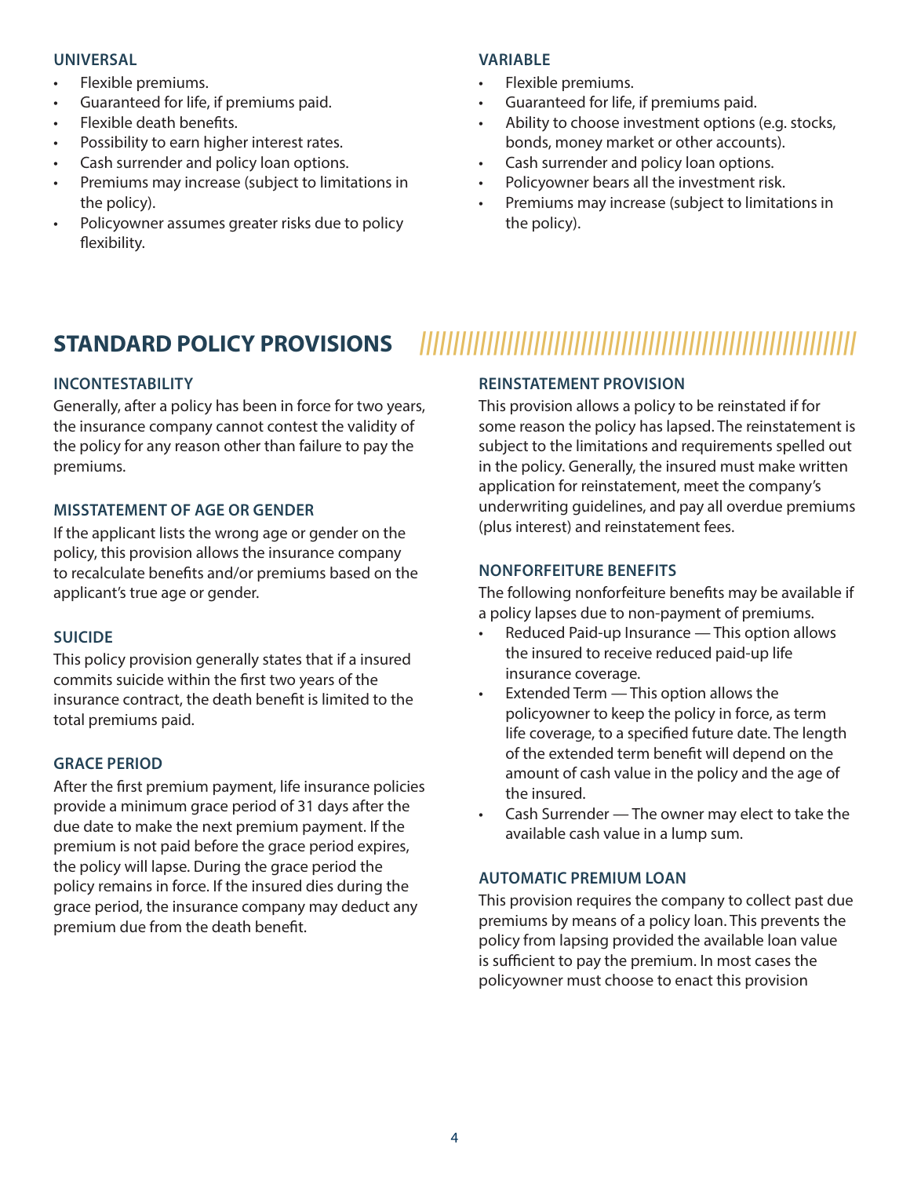### UNIVERSAL

- Flexible premiums.
- Guaranteed for life, if premiums paid.
- Flexible death benefits.
- Possibility to earn higher interest rates.
- Cash surrender and policy loan options.
- Premiums may increase (subject to limitations in the policy).
- Policyowner assumes greater risks due to policy flexibility.

### VARIABLE

- Flexible premiums.
- Guaranteed for life, if premiums paid.
- Ability to choose investment options (e.g. stocks, bonds, money market or other accounts).
- Cash surrender and policy loan options.
- Policyowner bears all the investment risk.
- Premiums may increase (subject to limitations in the policy).

## STANDARD POLICY PROVISIONS

### INCONTESTABILITY

Generally, after a policy has been in force for two years, the insurance company cannot contest the validity of the policy for any reason other than failure to pay the premiums.

### MISSTATEMENT OF AGE OR GENDER

If the applicant lists the wrong age or gender on the policy, this provision allows the insurance company to recalculate benefits and/or premiums based on the applicant's true age or gender.

### SUICIDE

This policy provision generally states that if a insured commits suicide within the first two years of the insurance contract, the death benefit is limited to the total premiums paid.

### GRACE PERIOD

After the first premium payment, life insurance policies provide a minimum grace period of 31 days after the due date to make the next premium payment. If the premium is not paid before the grace period expires, the policy will lapse. During the grace period the policy remains in force. If the insured dies during the grace period, the insurance company may deduct any premium due from the death benefit.

### REINSTATEMENT PROVISION

This provision allows a policy to be reinstated if for some reason the policy has lapsed. The reinstatement is subject to the limitations and requirements spelled out in the policy. Generally, the insured must make written application for reinstatement, meet the company's underwriting guidelines, and pay all overdue premiums (plus interest) and reinstatement fees.

### NONFORFEITURE BENEFITS

The following nonforfeiture benefits may be available if a policy lapses due to non-payment of premiums.

- Reduced Paid-up Insurance — This option allows the insured to receive reduced paid-up life insurance coverage.
- Extended Term — This option allows the policyowner to keep the policy in force, as term life coverage, to a specified future date. The length of the extended term benefit will depend on the amount of cash value in the policy and the age of the insured.
- Cash Surrender — The owner may elect to take the available cash value in a lump sum.

### AUTOMATIC PREMIUM LOAN

This provision requires the company to collect past due premiums by means of a policy loan. This prevents the policy from lapsing provided the available loan value is sufficient to pay the premium. In most cases the policyowner must choose to enact this provision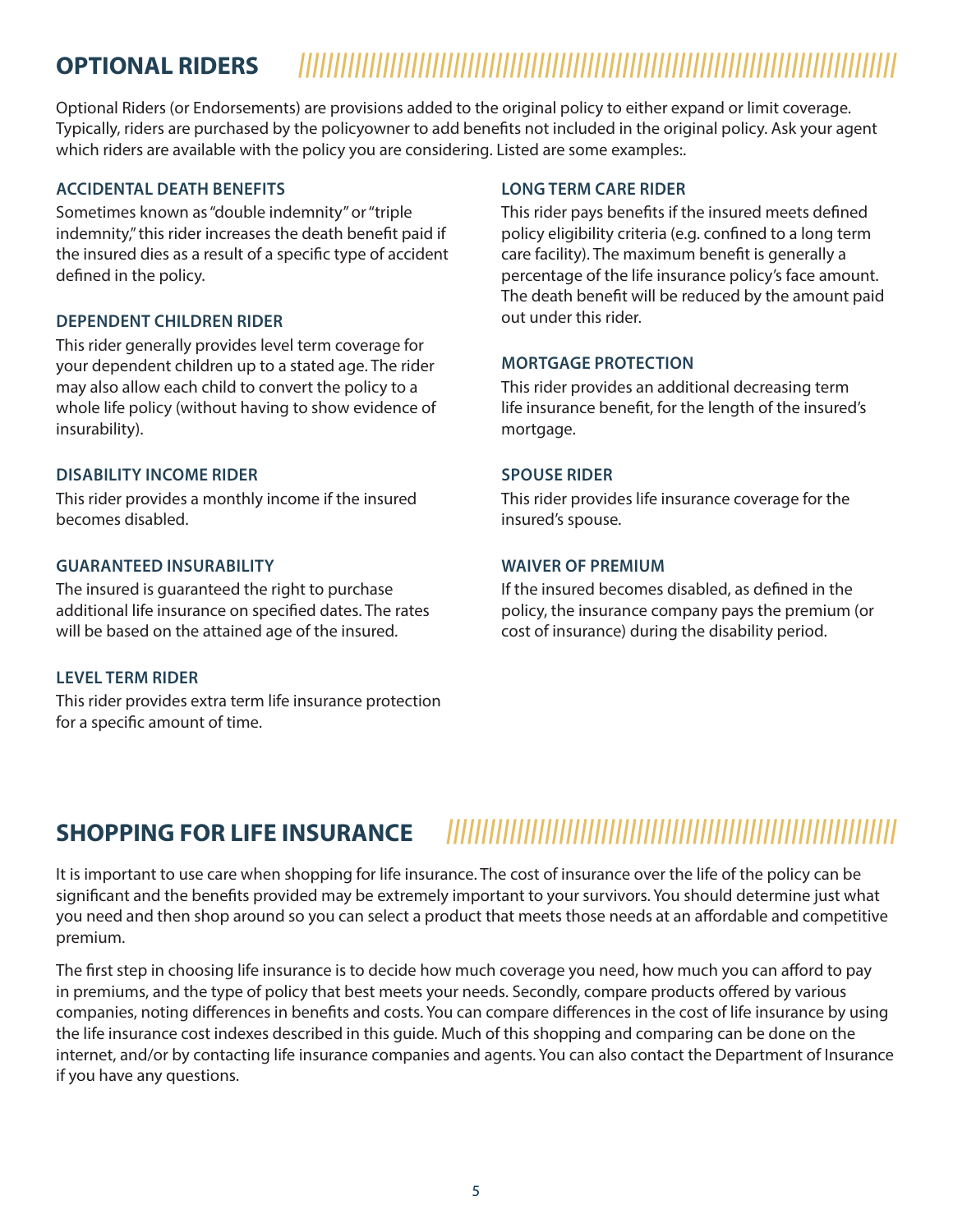## OPTIONAL RIDERS

Optional Riders (or Endorsements) are provisions added to the original policy to either expand or limit coverage. Typically, riders are purchased by the policyowner to add benefits not included in the original policy. Ask your agent which riders are available with the policy you are considering. Listed are some examples:.

### ACCIDENTAL DEATH BENEFITS

Sometimes known as "double indemnity" or "triple indemnity," this rider increases the death benefit paid if the insured dies as a result of a specific type of accident defined in the policy.

### DEPENDENT CHILDREN RIDER

This rider generally provides level term coverage for your dependent children up to a stated age. The rider may also allow each child to convert the policy to a whole life policy (without having to show evidence of insurability).

### DISABILITY INCOME RIDER

This rider provides a monthly income if the insured becomes disabled.

### GUARANTEED INSURABILITY

The insured is guaranteed the right to purchase additional life insurance on specified dates. The rates will be based on the attained age of the insured.

### LEVEL TERM RIDER

This rider provides extra term life insurance protection for a specific amount of time.

### LONG TERM CARE RIDER

This rider pays benefits if the insured meets defined policy eligibility criteria (e.g. confined to a long term care facility). The maximum benefit is generally a percentage of the life insurance policy's face amount. The death benefit will be reduced by the amount paid out under this rider.

### MORTGAGE PROTECTION

This rider provides an additional decreasing term life insurance benefit, for the length of the insured's mortgage.

### SPOUSE RIDER

This rider provides life insurance coverage for the insured's spouse.

### WAIVER OF PREMIUM

If the insured becomes disabled, as defined in the policy, the insurance company pays the premium (or cost of insurance) during the disability period.

## SHOPPING FOR LIFE INSURANCE

It is important to use care when shopping for life insurance. The cost of insurance over the life of the policy can be significant and the benefits provided may be extremely important to your survivors. You should determine just what you need and then shop around so you can select a product that meets those needs at an affordable and competitive premium.

The first step in choosing life insurance is to decide how much coverage you need, how much you can afford to pay in premiums, and the type of policy that best meets your needs. Secondly, compare products offered by various companies, noting differences in benefits and costs. You can compare differences in the cost of life insurance by using the life insurance cost indexes described in this guide. Much of this shopping and comparing can be done on the internet, and/or by contacting life insurance companies and agents. You can also contact the Department of Insurance if you have any questions.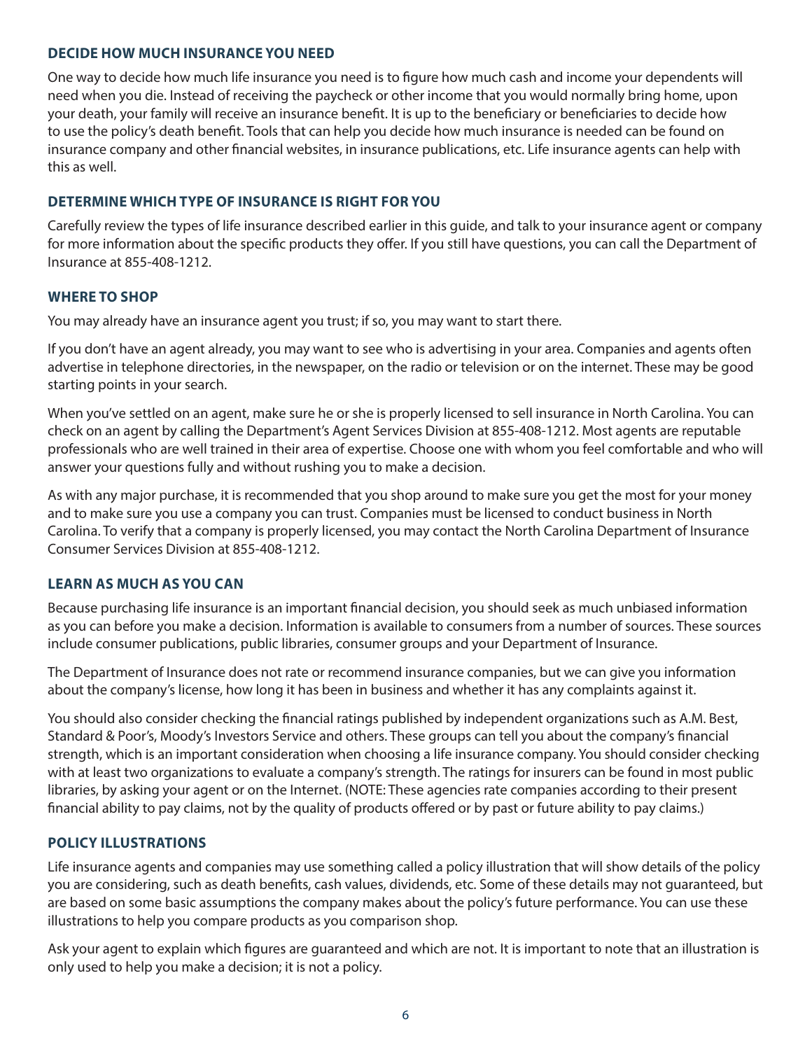### DECIDE HOW MUCH INSURANCE YOU NEED

One way to decide how much life insurance you need is to figure how much cash and income your dependents will need when you die. Instead of receiving the paycheck or other income that you would normally bring home, upon your death, your family will receive an insurance benefit. It is up to the beneficiary or beneficiaries to decide how to use the policy's death benefit. Tools that can help you decide how much insurance is needed can be found on insurance company and other financial websites, in insurance publications, etc. Life insurance agents can help with this as well.

### DETERMINE WHICH TYPE OF INSURANCE IS RIGHT FOR YOU

Carefully review the types of life insurance described earlier in this guide, and talk to your insurance agent or company for more information about the specific products they offer. If you still have questions, you can call the Department of Insurance at 855-408-1212.

### WHERE TO SHOP

You may already have an insurance agent you trust; if so, you may want to start there.

If you don't have an agent already, you may want to see who is advertising in your area. Companies and agents often advertise in telephone directories, in the newspaper, on the radio or television or on the internet. These may be good starting points in your search.

When you've settled on an agent, make sure he or she is properly licensed to sell insurance in North Carolina. You can check on an agent by calling the Department's Agent Services Division at 855-408-1212. Most agents are reputable professionals who are well trained in their area of expertise. Choose one with whom you feel comfortable and who will answer your questions fully and without rushing you to make a decision.

As with any major purchase, it is recommended that you shop around to make sure you get the most for your money and to make sure you use a company you can trust. Companies must be licensed to conduct business in North Carolina. To verify that a company is properly licensed, you may contact the North Carolina Department of Insurance Consumer Services Division at 855-408-1212.

### LEARN AS MUCH AS YOU CAN

Because purchasing life insurance is an important financial decision, you should seek as much unbiased information as you can before you make a decision. Information is available to consumers from a number of sources. These sources include consumer publications, public libraries, consumer groups and your Department of Insurance.

The Department of Insurance does not rate or recommend insurance companies, but we can give you information about the company's license, how long it has been in business and whether it has any complaints against it.

You should also consider checking the financial ratings published by independent organizations such as A.M. Best, Standard & Poor's, Moody's Investors Service and others. These groups can tell you about the company's financial strength, which is an important consideration when choosing a life insurance company. You should consider checking with at least two organizations to evaluate a company's strength. The ratings for insurers can be found in most public libraries, by asking your agent or on the Internet. (NOTE: These agencies rate companies according to their present financial ability to pay claims, not by the quality of products offered or by past or future ability to pay claims.)

### POLICY ILLUSTRATIONS

Life insurance agents and companies may use something called a policy illustration that will show details of the policy you are considering, such as death benefits, cash values, dividends, etc. Some of these details may not guaranteed, but are based on some basic assumptions the company makes about the policy's future performance. You can use these illustrations to help you compare products as you comparison shop.

Ask your agent to explain which figures are guaranteed and which are not. It is important to note that an illustration is only used to help you make a decision; it is not a policy.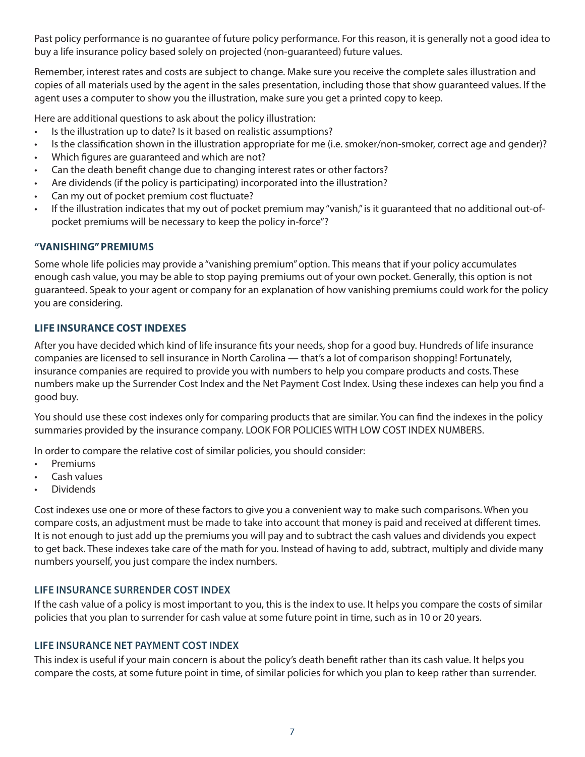Past policy performance is no guarantee of future policy performance. For this reason, it is generally not a good idea to buy a life insurance policy based solely on projected (non-guaranteed) future values.

Remember, interest rates and costs are subject to change. Make sure you receive the complete sales illustration and copies of all materials used by the agent in the sales presentation, including those that show guaranteed values. If the agent uses a computer to show you the illustration, make sure you get a printed copy to keep.

Here are additional questions to ask about the policy illustration:

- Is the illustration up to date? Is it based on realistic assumptions?
- Is the classification shown in the illustration appropriate for me (i.e. smoker/non-smoker, correct age and gender)?
- Which figures are guaranteed and which are not?
- Can the death benefit change due to changing interest rates or other factors?
- Are dividends (if the policy is participating) incorporated into the illustration?
- Can my out of pocket premium cost fluctuate?
- If the illustration indicates that my out of pocket premium may "vanish," is it guaranteed that no additional out-of-pocket premiums will be necessary to keep the policy in-force"?

### "VANISHING" PREMIUMS

Some whole life policies may provide a "vanishing premium" option. This means that if your policy accumulates enough cash value, you may be able to stop paying premiums out of your own pocket. Generally, this option is not guaranteed. Speak to your agent or company for an explanation of how vanishing premiums could work for the policy you are considering.

### LIFE INSURANCE COST INDEXES

After you have decided which kind of life insurance fits your needs, shop for a good buy. Hundreds of life insurance companies are licensed to sell insurance in North Carolina — that's a lot of comparison shopping! Fortunately, insurance companies are required to provide you with numbers to help you compare products and costs. These numbers make up the Surrender Cost Index and the Net Payment Cost Index. Using these indexes can help you find a good buy.

You should use these cost indexes only for comparing products that are similar. You can find the indexes in the policy summaries provided by the insurance company. LOOK FOR POLICIES WITH LOW COST INDEX NUMBERS.

In order to compare the relative cost of similar policies, you should consider:

- Premiums
- Cash values
- Dividends

Cost indexes use one or more of these factors to give you a convenient way to make such comparisons. When you compare costs, an adjustment must be made to take into account that money is paid and received at different times. It is not enough to just add up the premiums you will pay and to subtract the cash values and dividends you expect to get back. These indexes take care of the math for you. Instead of having to add, subtract, multiply and divide many numbers yourself, you just compare the index numbers.

### LIFE INSURANCE SURRENDER COST INDEX

If the cash value of a policy is most important to you, this is the index to use. It helps you compare the costs of similar policies that you plan to surrender for cash value at some future point in time, such as in 10 or 20 years.

### LIFE INSURANCE NET PAYMENT COST INDEX

This index is useful if your main concern is about the policy's death benefit rather than its cash value. It helps you compare the costs, at some future point in time, of similar policies for which you plan to keep rather than surrender.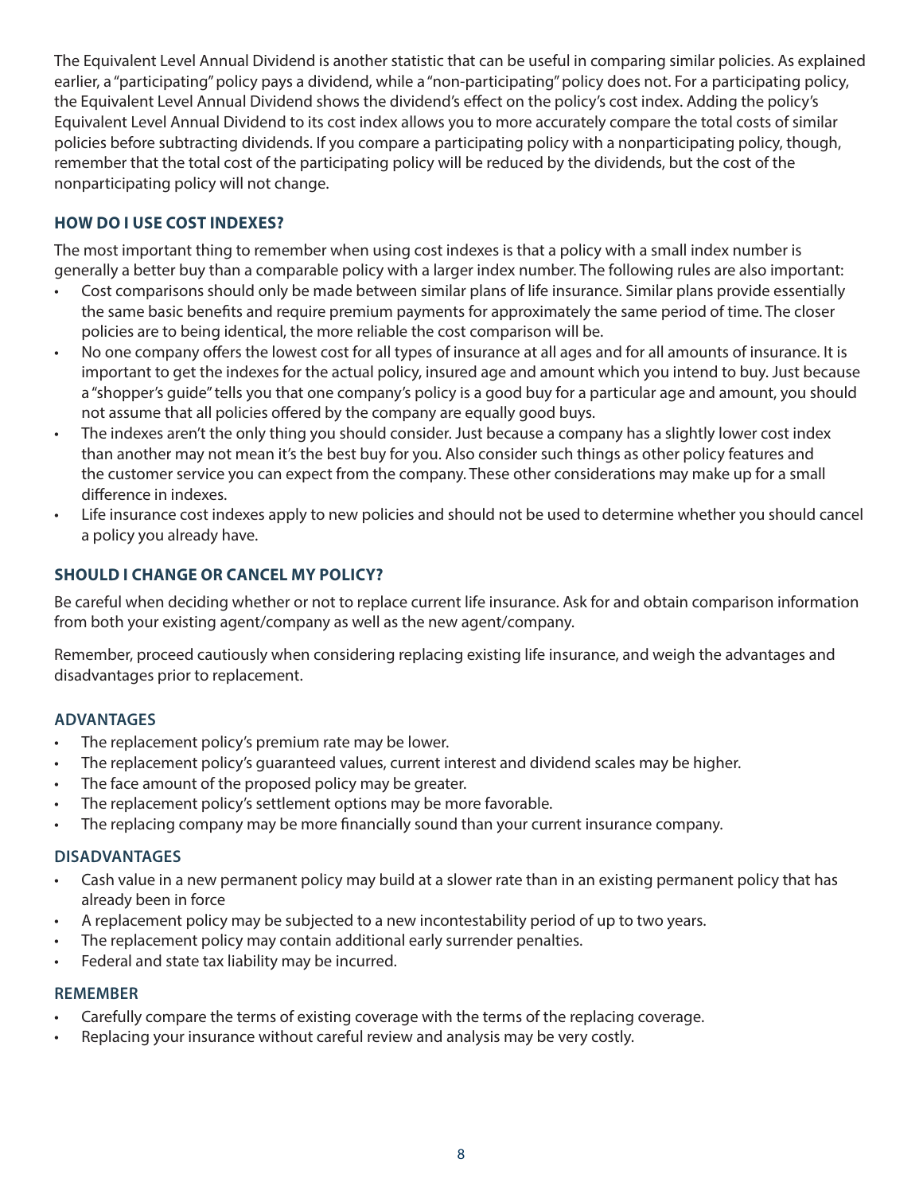The Equivalent Level Annual Dividend is another statistic that can be useful in comparing similar policies. As explained earlier, a "participating" policy pays a dividend, while a "non-participating" policy does not. For a participating policy, the Equivalent Level Annual Dividend shows the dividend's effect on the policy's cost index. Adding the policy's Equivalent Level Annual Dividend to its cost index allows you to more accurately compare the total costs of similar policies before subtracting dividends. If you compare a participating policy with a nonparticipating policy, though, remember that the total cost of the participating policy will be reduced by the dividends, but the cost of the nonparticipating policy will not change.

## HOW DO I USE COST INDEXES?

The most important thing to remember when using cost indexes is that a policy with a small index number is generally a better buy than a comparable policy with a larger index number. The following rules are also important:

- Cost comparisons should only be made between similar plans of life insurance. Similar plans provide essentially the same basic benefits and require premium payments for approximately the same period of time. The closer policies are to being identical, the more reliable the cost comparison will be.
- No one company offers the lowest cost for all types of insurance at all ages and for all amounts of insurance. It is important to get the indexes for the actual policy, insured age and amount which you intend to buy. Just because a "shopper's guide" tells you that one company's policy is a good buy for a particular age and amount, you should not assume that all policies offered by the company are equally good buys.
- The indexes aren't the only thing you should consider. Just because a company has a slightly lower cost index than another may not mean it's the best buy for you. Also consider such things as other policy features and the customer service you can expect from the company. These other considerations may make up for a small difference in indexes.
- Life insurance cost indexes apply to new policies and should not be used to determine whether you should cancel a policy you already have.

## SHOULD I CHANGE OR CANCEL MY POLICY?

Be careful when deciding whether or not to replace current life insurance. Ask for and obtain comparison information from both your existing agent/company as well as the new agent/company.

Remember, proceed cautiously when considering replacing existing life insurance, and weigh the advantages and disadvantages prior to replacement.

### ADVANTAGES

- The replacement policy's premium rate may be lower.
- The replacement policy's guaranteed values, current interest and dividend scales may be higher.
- The face amount of the proposed policy may be greater.
- The replacement policy's settlement options may be more favorable.
- The replacing company may be more financially sound than your current insurance company.

### DISADVANTAGES

- Cash value in a new permanent policy may build at a slower rate than in an existing permanent policy that has already been in force
- A replacement policy may be subjected to a new incontestability period of up to two years.
- The replacement policy may contain additional early surrender penalties.
- Federal and state tax liability may be incurred.

### REMEMBER

- Carefully compare the terms of existing coverage with the terms of the replacing coverage.
- Replacing your insurance without careful review and analysis may be very costly.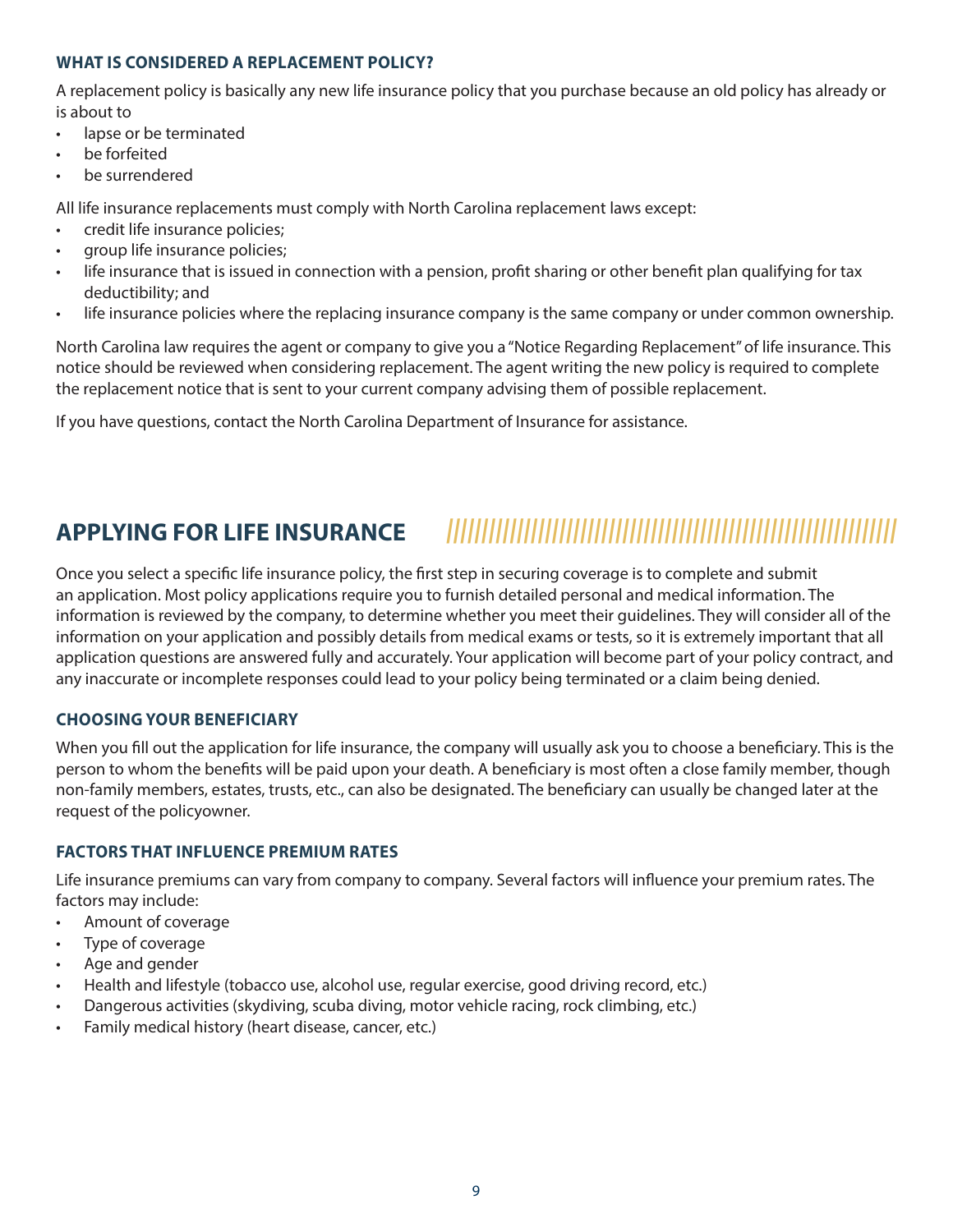### WHAT IS CONSIDERED A REPLACEMENT POLICY?

A replacement policy is basically any new life insurance policy that you purchase because an old policy has already or is about to

- lapse or be terminated
- be forfeited
- be surrendered

All life insurance replacements must comply with North Carolina replacement laws except:

- credit life insurance policies;
- group life insurance policies;
- life insurance that is issued in connection with a pension, profit sharing or other benefit plan qualifying for tax deductibility; and
- life insurance policies where the replacing insurance company is the same company or under common ownership.

North Carolina law requires the agent or company to give you a "Notice Regarding Replacement" of life insurance. This notice should be reviewed when considering replacement. The agent writing the new policy is required to complete the replacement notice that is sent to your current company advising them of possible replacement.

If you have questions, contact the North Carolina Department of Insurance for assistance.

## APPLYING FOR LIFE INSURANCE

Once you select a specific life insurance policy, the first step in securing coverage is to complete and submit an application. Most policy applications require you to furnish detailed personal and medical information. The information is reviewed by the company, to determine whether you meet their guidelines. They will consider all of the information on your application and possibly details from medical exams or tests, so it is extremely important that all application questions are answered fully and accurately. Your application will become part of your policy contract, and any inaccurate or incomplete responses could lead to your policy being terminated or a claim being denied.

### CHOOSING YOUR BENEFICIARY

When you fill out the application for life insurance, the company will usually ask you to choose a beneficiary. This is the person to whom the benefits will be paid upon your death. A beneficiary is most often a close family member, though non-family members, estates, trusts, etc., can also be designated. The beneficiary can usually be changed later at the request of the policyowner.

### FACTORS THAT INFLUENCE PREMIUM RATES

Life insurance premiums can vary from company to company. Several factors will influence your premium rates. The factors may include:

- Amount of coverage
- Type of coverage
- Age and gender
- Health and lifestyle (tobacco use, alcohol use, regular exercise, good driving record, etc.)
- Dangerous activities (skydiving, scuba diving, motor vehicle racing, rock climbing, etc.)
- Family medical history (heart disease, cancer, etc.)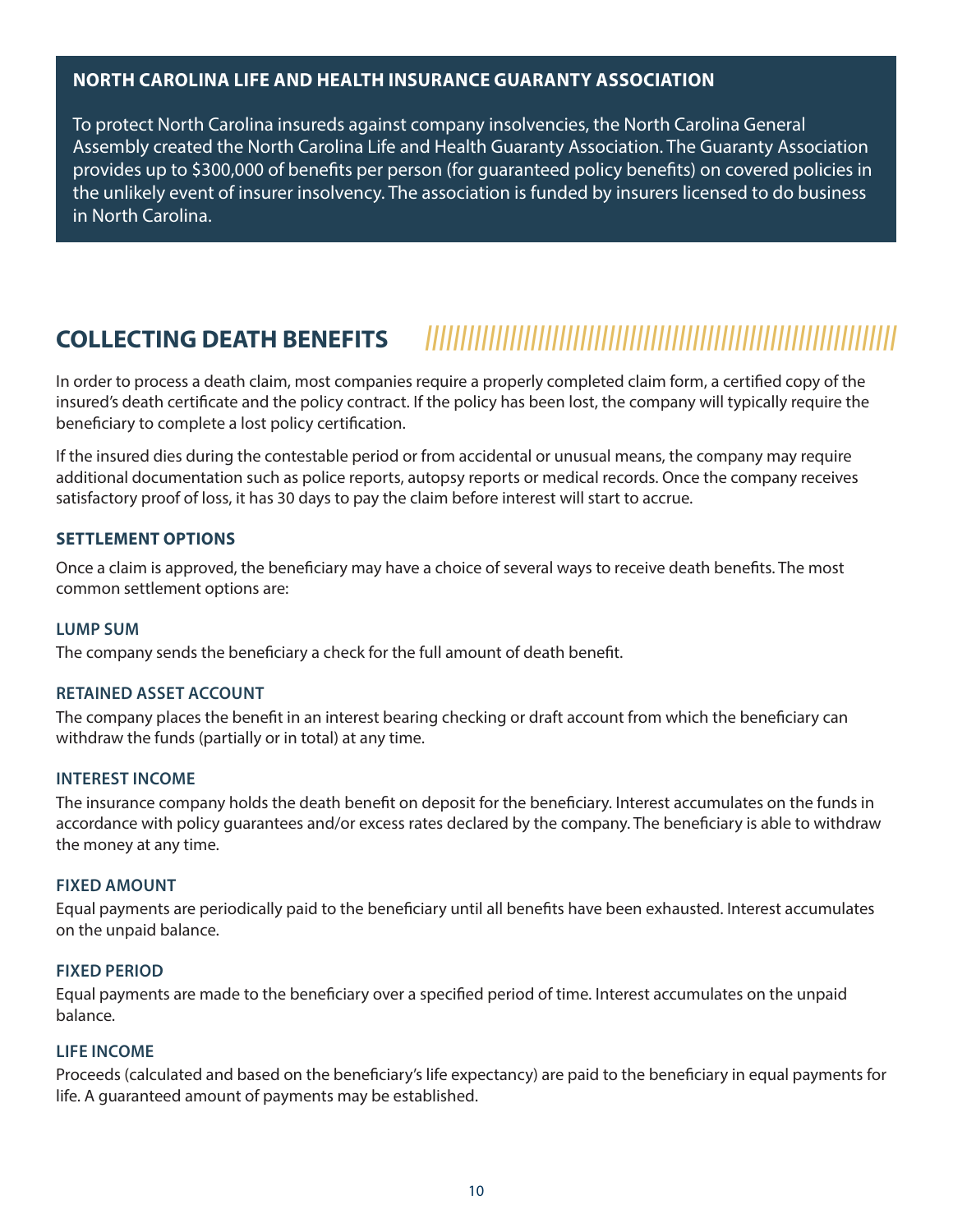## NORTH CAROLINA LIFE AND HEALTH INSURANCE GUARANTY ASSOCIATION

To protect North Carolina insureds against company insolvencies, the North Carolina General Assembly created the North Carolina Life and Health Guaranty Association. The Guaranty Association provides up to $300,000 of benefits per person (for guaranteed policy benefits) on covered policies in the unlikely event of insurer insolvency. The association is funded by insurers licensed to do business in North Carolina.

## COLLECTING DEATH BENEFITS

In order to process a death claim, most companies require a properly completed claim form, a certified copy of the insured's death certificate and the policy contract. If the policy has been lost, the company will typically require the beneficiary to complete a lost policy certification.

If the insured dies during the contestable period or from accidental or unusual means, the company may require additional documentation such as police reports, autopsy reports or medical records. Once the company receives satisfactory proof of loss, it has 30 days to pay the claim before interest will start to accrue.

### SETTLEMENT OPTIONS

Once a claim is approved, the beneficiary may have a choice of several ways to receive death benefits. The most common settlement options are:

#### LUMP SUM

The company sends the beneficiary a check for the full amount of death benefit.

#### RETAINED ASSET ACCOUNT

The company places the benefit in an interest bearing checking or draft account from which the beneficiary can withdraw the funds (partially or in total) at any time.

#### INTEREST INCOME

The insurance company holds the death benefit on deposit for the beneficiary. Interest accumulates on the funds in accordance with policy guarantees and/or excess rates declared by the company. The beneficiary is able to withdraw the money at any time.

#### FIXED AMOUNT

Equal payments are periodically paid to the beneficiary until all benefits have been exhausted. Interest accumulates on the unpaid balance.

#### FIXED PERIOD

Equal payments are made to the beneficiary over a specified period of time. Interest accumulates on the unpaid balance.

#### LIFE INCOME

Proceeds (calculated and based on the beneficiary's life expectancy) are paid to the beneficiary in equal payments for life. A guaranteed amount of payments may be established.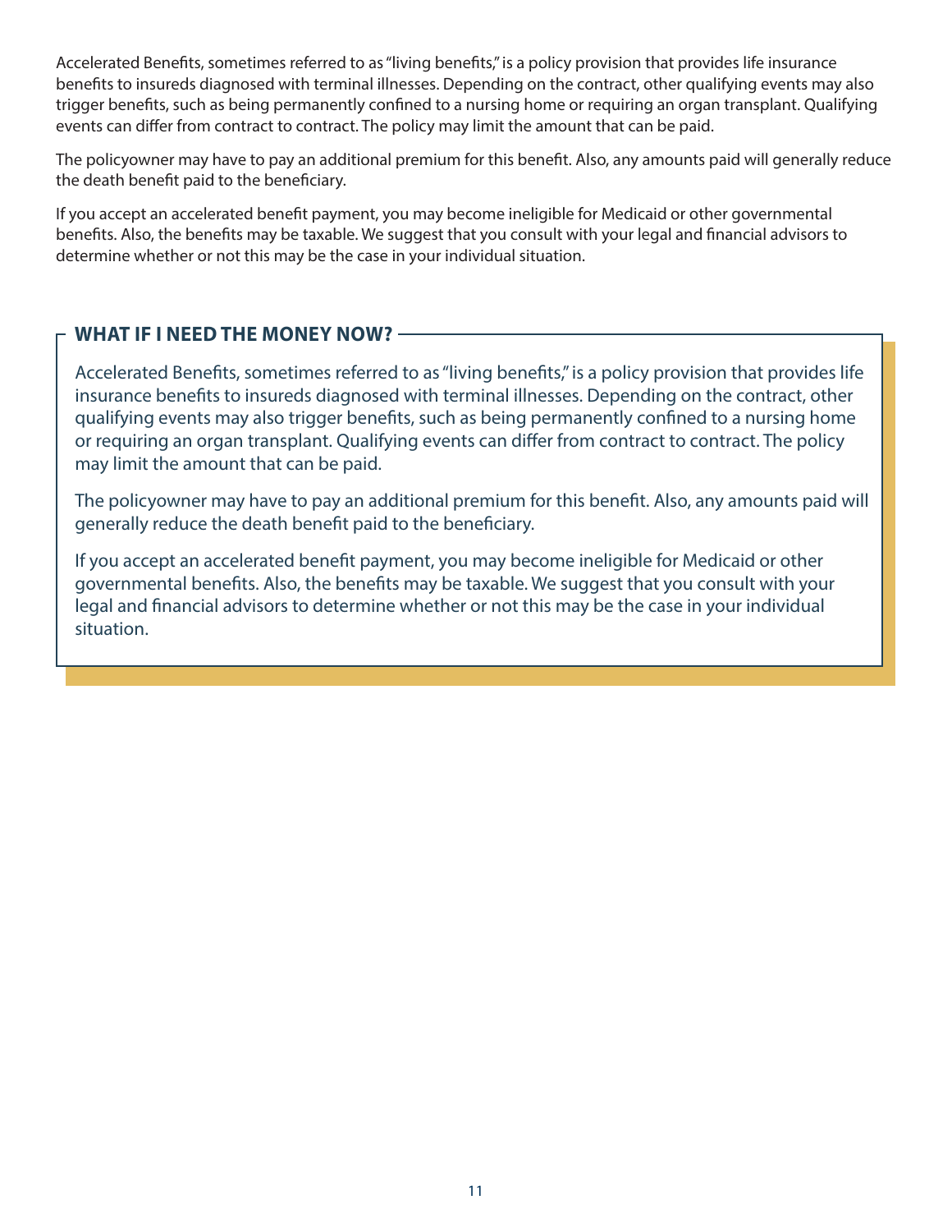Accelerated Benefits, sometimes referred to as "living benefits," is a policy provision that provides life insurance benefits to insureds diagnosed with terminal illnesses. Depending on the contract, other qualifying events may also trigger benefits, such as being permanently confined to a nursing home or requiring an organ transplant. Qualifying events can differ from contract to contract. The policy may limit the amount that can be paid.

The policyowner may have to pay an additional premium for this benefit. Also, any amounts paid will generally reduce the death benefit paid to the beneficiary.

If you accept an accelerated benefit payment, you may become ineligible for Medicaid or other governmental benefits. Also, the benefits may be taxable. We suggest that you consult with your legal and financial advisors to determine whether or not this may be the case in your individual situation.

## WHAT IF I NEED THE MONEY NOW?

Accelerated Benefits, sometimes referred to as "living benefits," is a policy provision that provides life insurance benefits to insureds diagnosed with terminal illnesses. Depending on the contract, other qualifying events may also trigger benefits, such as being permanently confined to a nursing home or requiring an organ transplant. Qualifying events can differ from contract to contract. The policy may limit the amount that can be paid.

The policyowner may have to pay an additional premium for this benefit. Also, any amounts paid will generally reduce the death benefit paid to the beneficiary.

If you accept an accelerated benefit payment, you may become ineligible for Medicaid or other governmental benefits. Also, the benefits may be taxable. We suggest that you consult with your legal and financial advisors to determine whether or not this may be the case in your individual situation.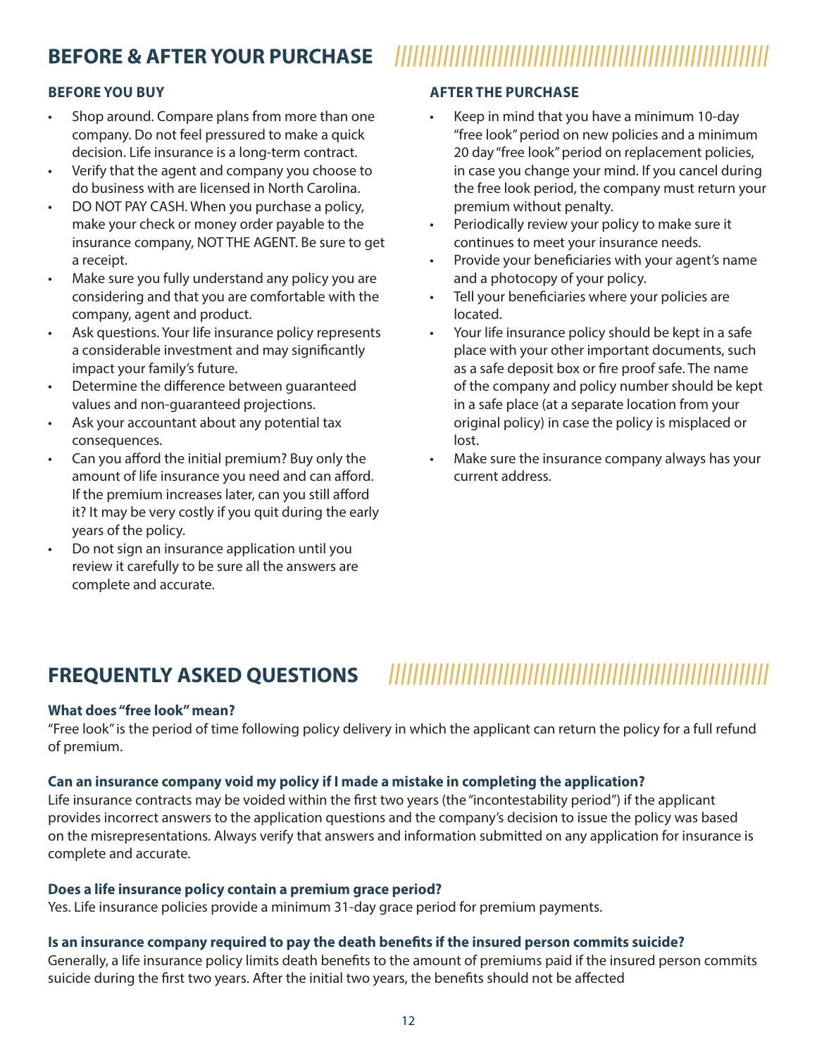## BEFORE & AFTER YOUR PURCHASE

### BEFORE YOU BUY

- Shop around. Compare plans from more than one company. Do not feel pressured to make a quick decision. Life insurance is a long-term contract.
- Verify that the agent and company you choose to do business with are licensed in North Carolina.
- DO NOT PAY CASH. When you purchase a policy, make your check or money order payable to the insurance company, NOT THE AGENT. Be sure to get a receipt.
- Make sure you fully understand any policy you are considering and that you are comfortable with the company, agent and product.
- Ask questions. Your life insurance policy represents a considerable investment and may significantly impact your family's future.
- Determine the difference between guaranteed values and non-guaranteed projections.
- Ask your accountant about any potential tax consequences.
- Can you afford the initial premium? Buy only the amount of life insurance you need and can afford. If the premium increases later, can you still afford it? It may be very costly if you quit during the early years of the policy.
- Do not sign an insurance application until you review it carefully to be sure all the answers are complete and accurate.

### AFTER THE PURCHASE

- Keep in mind that you have a minimum 10-day "free look" period on new policies and a minimum 20 day "free look" period on replacement policies, in case you change your mind. If you cancel during the free look period, the company must return your premium without penalty.
- Periodically review your policy to make sure it continues to meet your insurance needs.
- Provide your beneficiaries with your agent's name and a photocopy of your policy.
- Tell your beneficiaries where your policies are located.
- Your life insurance policy should be kept in a safe place with your other important documents, such as a safe deposit box or fire proof safe. The name of the company and policy number should be kept in a safe place (at a separate location from your original policy) in case the policy is misplaced or lost.
- Make sure the insurance company always has your current address.

## FREQUENTLY ASKED QUESTIONS

**What does "free look" mean?**
"Free look" is the period of time following policy delivery in which the applicant can return the policy for a full refund of premium.

**Can an insurance company void my policy if I made a mistake in completing the application?**
Life insurance contracts may be voided within the first two years (the "incontestability period") if the applicant provides incorrect answers to the application questions and the company's decision to issue the policy was based on the misrepresentations. Always verify that answers and information submitted on any application for insurance is complete and accurate.

**Does a life insurance policy contain a premium grace period?**
Yes. Life insurance policies provide a minimum 31-day grace period for premium payments.

**Is an insurance company required to pay the death benefits if the insured person commits suicide?**
Generally, a life insurance policy limits death benefits to the amount of premiums paid if the insured person commits suicide during the first two years. After the initial two years, the benefits should not be affected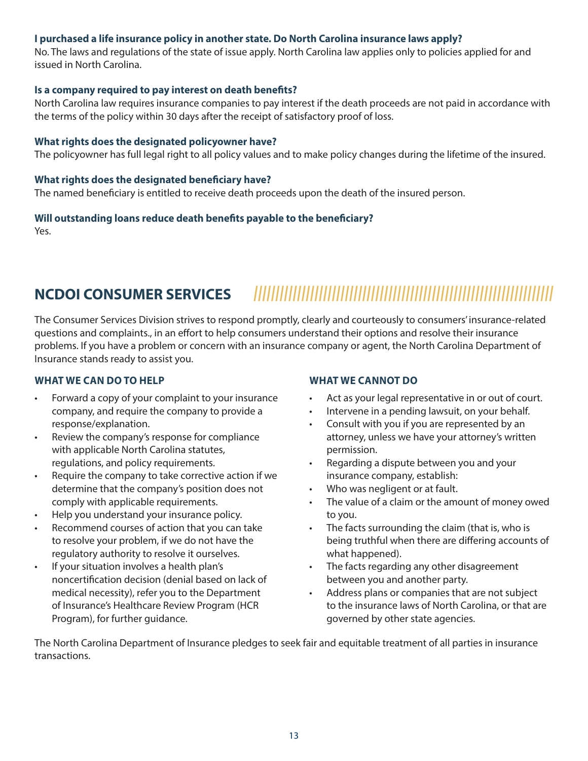**I purchased a life insurance policy in another state. Do North Carolina insurance laws apply?**
No. The laws and regulations of the state of issue apply. North Carolina law applies only to policies applied for and issued in North Carolina.

**Is a company required to pay interest on death benefits?**
North Carolina law requires insurance companies to pay interest if the death proceeds are not paid in accordance with the terms of the policy within 30 days after the receipt of satisfactory proof of loss.

**What rights does the designated policyowner have?**
The policyowner has full legal right to all policy values and to make policy changes during the lifetime of the insured.

**What rights does the designated beneficiary have?**
The named beneficiary is entitled to receive death proceeds upon the death of the insured person.

**Will outstanding loans reduce death benefits payable to the beneficiary?**
Yes.

## NCDOI CONSUMER SERVICES

The Consumer Services Division strives to respond promptly, clearly and courteously to consumers' insurance-related questions and complaints., in an effort to help consumers understand their options and resolve their insurance problems. If you have a problem or concern with an insurance company or agent, the North Carolina Department of Insurance stands ready to assist you.

### WHAT WE CAN DO TO HELP

- Forward a copy of your complaint to your insurance company, and require the company to provide a response/explanation.
- Review the company's response for compliance with applicable North Carolina statutes, regulations, and policy requirements.
- Require the company to take corrective action if we determine that the company's position does not comply with applicable requirements.
- Help you understand your insurance policy.
- Recommend courses of action that you can take to resolve your problem, if we do not have the regulatory authority to resolve it ourselves.
- If your situation involves a health plan's noncertification decision (denial based on lack of medical necessity), refer you to the Department of Insurance's Healthcare Review Program (HCR Program), for further guidance.

### WHAT WE CANNOT DO

- Act as your legal representative in or out of court.
- Intervene in a pending lawsuit, on your behalf.
- Consult with you if you are represented by an attorney, unless we have your attorney's written permission.
- Regarding a dispute between you and your insurance company, establish:
- Who was negligent or at fault.
- The value of a claim or the amount of money owed to you.
- The facts surrounding the claim (that is, who is being truthful when there are differing accounts of what happened).
- The facts regarding any other disagreement between you and another party.
- Address plans or companies that are not subject to the insurance laws of North Carolina, or that are governed by other state agencies.

The North Carolina Department of Insurance pledges to seek fair and equitable treatment of all parties in insurance transactions.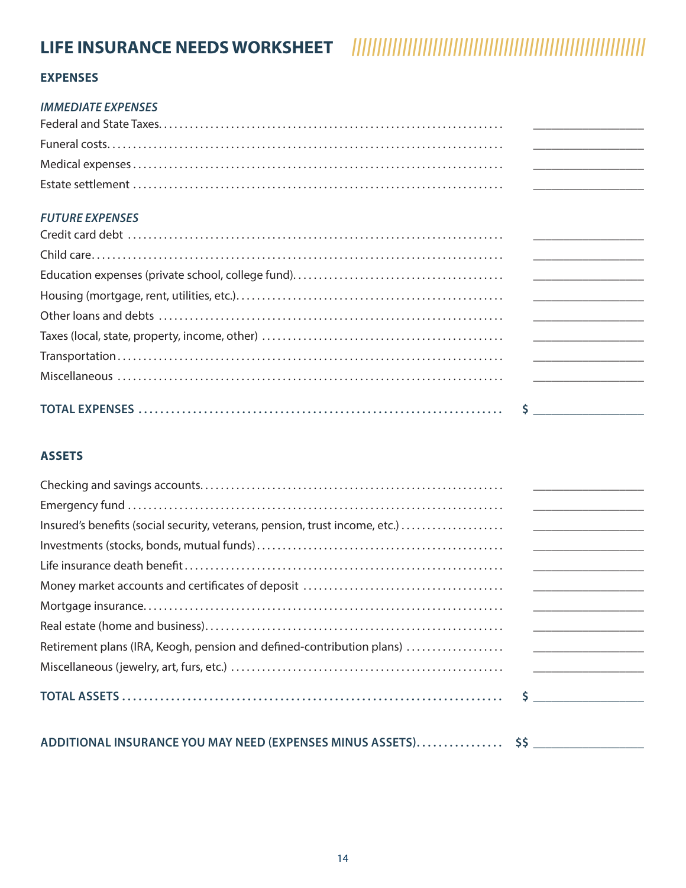# LIFE INSURANCE NEEDS WORKSHEET

## EXPENSES

### *IMMEDIATE EXPENSES*

| | |
|---|---|
| Federal and State Taxes | ________ |
| Funeral costs | ________ |
| Medical expenses | ________ |
| Estate settlement | ________ |

### *FUTURE EXPENSES*

| | |
|---|---|
| Credit card debt | ________ |
| Child care | ________ |
| Education expenses (private school, college fund) | ________ |
| Housing (mortgage, rent, utilities, etc.) | ________ |
| Other loans and debts | ________ |
| Taxes (local, state, property, income, other) | ________ |
| Transportation | ________ |
| Miscellaneous | ________ |

**TOTAL EXPENSES** .......... **$** ________

## ASSETS

| | |
|---|---|
| Checking and savings accounts | ________ |
| Emergency fund | ________ |
| Insured's benefits (social security, veterans, pension, trust income, etc.) | ________ |
| Investments (stocks, bonds, mutual funds) | ________ |
| Life insurance death benefit | ________ |
| Money market accounts and certificates of deposit | ________ |
| Mortgage insurance | ________ |
| Real estate (home and business) | ________ |
| Retirement plans (IRA, Keogh, pension and defined-contribution plans) | ________ |
| Miscellaneous (jewelry, art, furs, etc.) | ________ |

**TOTAL ASSETS** .......... **$** ________

**ADDITIONAL INSURANCE YOU MAY NEED (EXPENSES MINUS ASSETS)** .......... **$$** ________